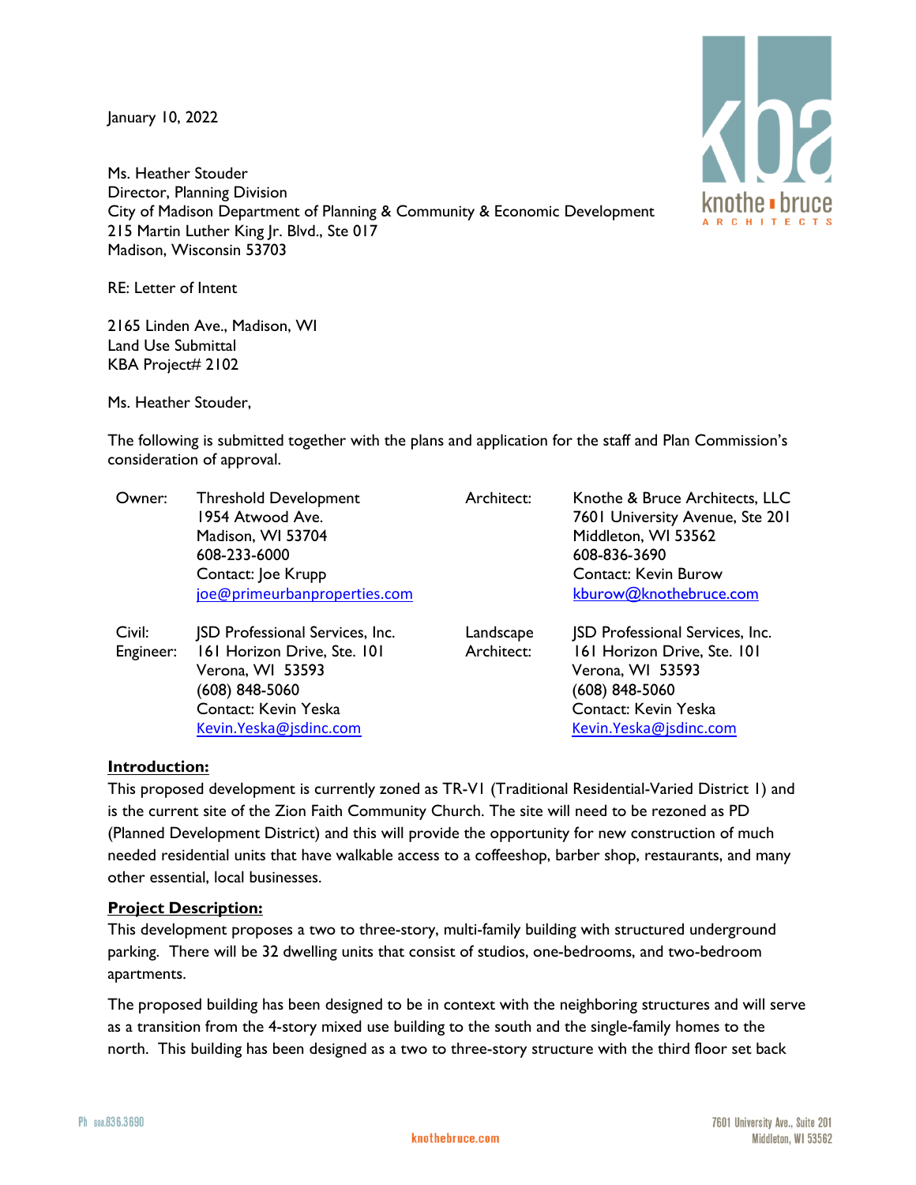January 10, 2022

Ms. Heather Stouder
Director, Planning Division
City of Madison Department of Planning & Community & Economic Development
215 Martin Luther King Jr. Blvd., Ste 017
Madison, Wisconsin 53703

RE: Letter of Intent

2165 Linden Ave., Madison, WI
Land Use Submittal
KBA Project# 2102

Ms. Heather Stouder,

The following is submitted together with the plans and application for the staff and Plan Commission's consideration of approval.

| | | | |
|---|---|---|---|
| Owner: | Threshold Development<br>1954 Atwood Ave.<br>Madison, WI 53704<br>608-233-6000<br>Contact: Joe Krupp<br>joe@primeurbanproperties.com | Architect: | Knothe & Bruce Architects, LLC<br>7601 University Avenue, Ste 201<br>Middleton, WI 53562<br>608-836-3690<br>Contact: Kevin Burow<br>kburow@knothebruce.com |
| Civil: Engineer: | JSD Professional Services, Inc.<br>161 Horizon Drive, Ste. 101<br>Verona, WI 53593<br>(608) 848-5060<br>Contact: Kevin Yeska<br>Kevin.Yeska@jsdinc.com | Landscape Architect: | JSD Professional Services, Inc.<br>161 Horizon Drive, Ste. 101<br>Verona, WI 53593<br>(608) 848-5060<br>Contact: Kevin Yeska<br>Kevin.Yeska@jsdinc.com |

**Introduction:**

This proposed development is currently zoned as TR-V1 (Traditional Residential-Varied District 1) and is the current site of the Zion Faith Community Church. The site will need to be rezoned as PD (Planned Development District) and this will provide the opportunity for new construction of much needed residential units that have walkable access to a coffeeshop, barber shop, restaurants, and many other essential, local businesses.

**Project Description:**

This development proposes a two to three-story, multi-family building with structured underground parking. There will be 32 dwelling units that consist of studios, one-bedrooms, and two-bedroom apartments.

The proposed building has been designed to be in context with the neighboring structures and will serve as a transition from the 4-story mixed use building to the south and the single-family homes to the north. This building has been designed as a two to three-story structure with the third floor set back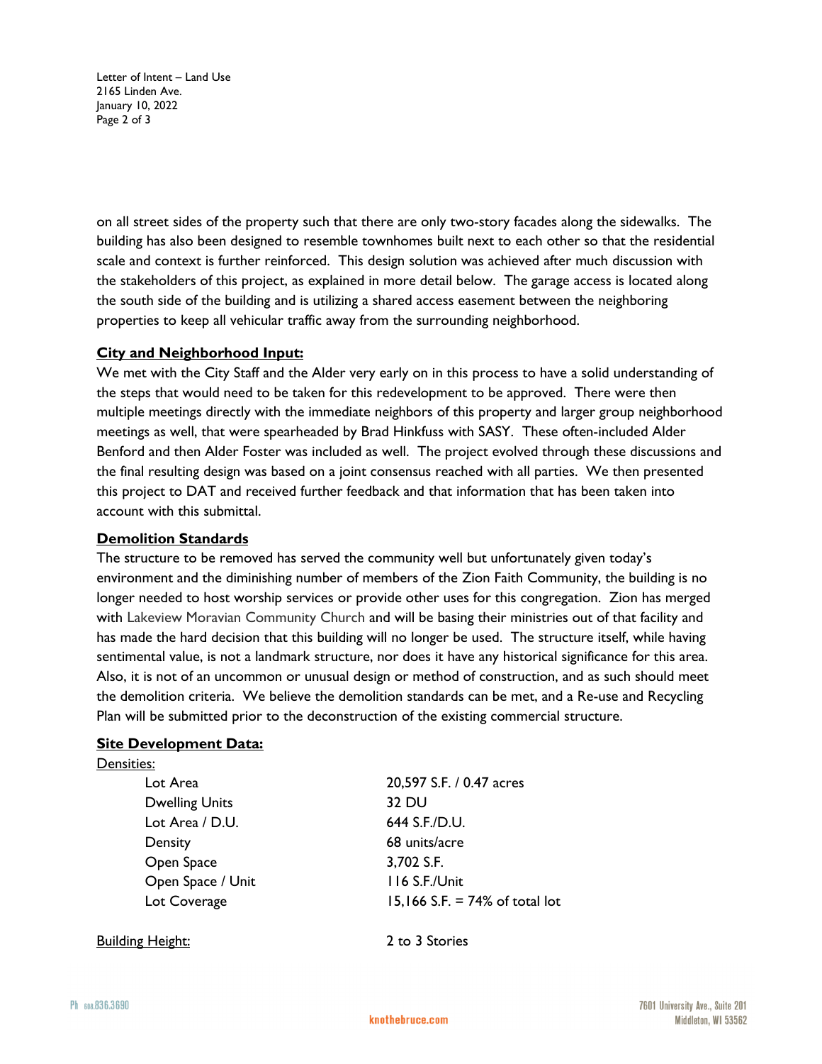on all street sides of the property such that there are only two-story facades along the sidewalks. The building has also been designed to resemble townhomes built next to each other so that the residential scale and context is further reinforced. This design solution was achieved after much discussion with the stakeholders of this project, as explained in more detail below. The garage access is located along the south side of the building and is utilizing a shared access easement between the neighboring properties to keep all vehicular traffic away from the surrounding neighborhood.

**City and Neighborhood Input:**

We met with the City Staff and the Alder very early on in this process to have a solid understanding of the steps that would need to be taken for this redevelopment to be approved. There were then multiple meetings directly with the immediate neighbors of this property and larger group neighborhood meetings as well, that were spearheaded by Brad Hinkfuss with SASY. These often-included Alder Benford and then Alder Foster was included as well. The project evolved through these discussions and the final resulting design was based on a joint consensus reached with all parties. We then presented this project to DAT and received further feedback and that information that has been taken into account with this submittal.

**Demolition Standards**

The structure to be removed has served the community well but unfortunately given today's environment and the diminishing number of members of the Zion Faith Community, the building is no longer needed to host worship services or provide other uses for this congregation. Zion has merged with Lakeview Moravian Community Church and will be basing their ministries out of that facility and has made the hard decision that this building will no longer be used. The structure itself, while having sentimental value, is not a landmark structure, nor does it have any historical significance for this area. Also, it is not of an uncommon or unusual design or method of construction, and as such should meet the demolition criteria. We believe the demolition standards can be met, and a Re-use and Recycling Plan will be submitted prior to the deconstruction of the existing commercial structure.

**Site Development Data:**

Densities:

| | |
|---|---|
| Lot Area | 20,597 S.F. / 0.47 acres |
| Dwelling Units | 32 DU |
| Lot Area / D.U. | 644 S.F./D.U. |
| Density | 68 units/acre |
| Open Space | 3,702 S.F. |
| Open Space / Unit | 116 S.F./Unit |
| Lot Coverage | 15,166 S.F. = 74% of total lot |

Building Height: 2 to 3 Stories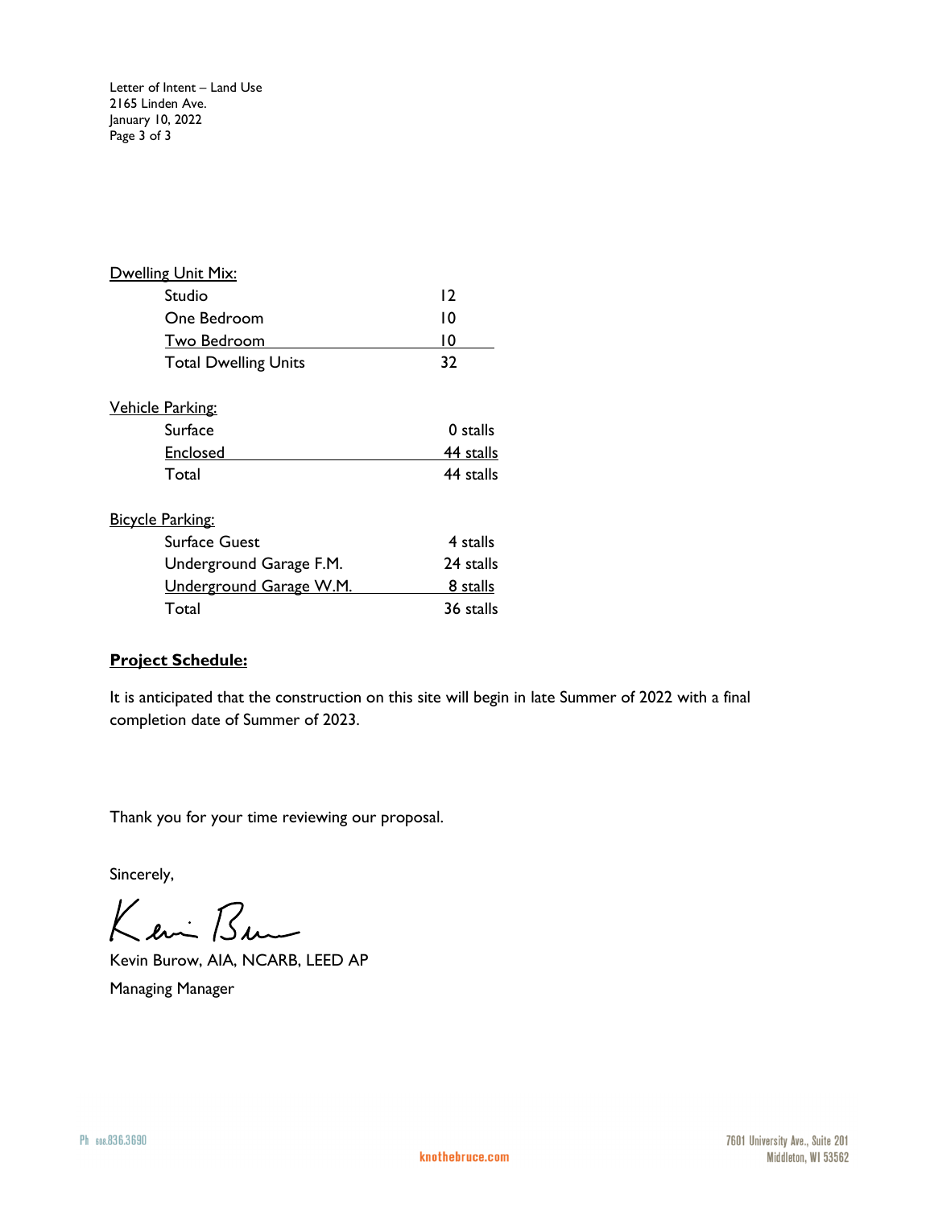Dwelling Unit Mix:

| | |
|---|---|
| Studio | 12 |
| One Bedroom | 10 |
| Two Bedroom | 10 |
| Total Dwelling Units | 32 |

Vehicle Parking:

| | |
|---|---|
| Surface | 0 stalls |
| Enclosed | 44 stalls |
| Total | 44 stalls |

Bicycle Parking:

| | |
|---|---|
| Surface Guest | 4 stalls |
| Underground Garage F.M. | 24 stalls |
| Underground Garage W.M. | 8 stalls |
| Total | 36 stalls |

**Project Schedule:**

It is anticipated that the construction on this site will begin in late Summer of 2022 with a final completion date of Summer of 2023.

Thank you for your time reviewing our proposal.

Sincerely,

Kevin Burow, AIA, NCARB, LEED AP

Managing Manager

Ph 608.836.3690

knothebruce.com

7601 University Ave., Suite 201
Middleton, WI 53562